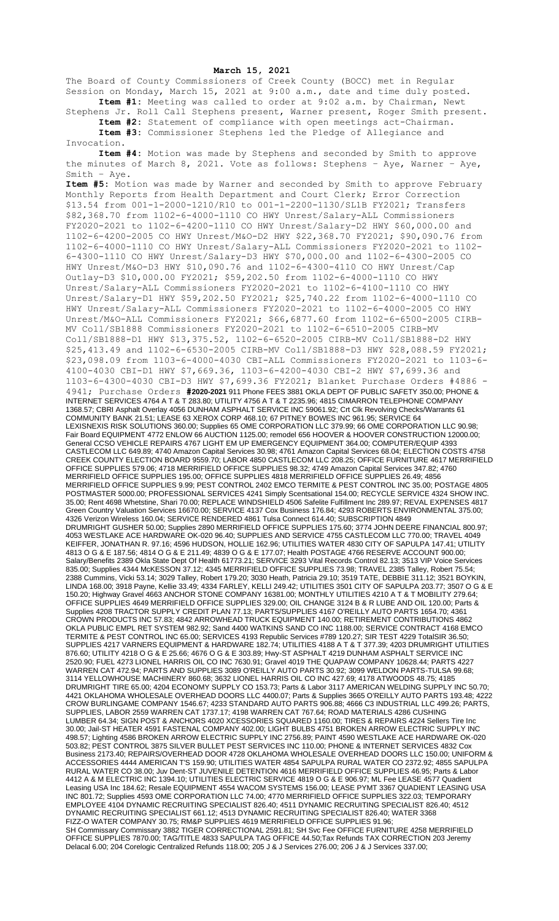**March 15, 2021**

The Board of County Commissioners of Creek County (BOCC) met in Regular Session on Monday, March 15, 2021 at 9:00 a.m., date and time duly posted.

**Item #1:** Meeting was called to order at 9:02 a.m. by Chairman, Newt Stephens Jr. Roll Call Stephens present, Warner present, Roger Smith present.

**Item #2:** Statement of compliance with open meetings act-Chairman.

**Item #3:** Commissioner Stephens led the Pledge of Allegiance and Invocation.

**Item #4:** Motion was made by Stephens and seconded by Smith to approve the minutes of March 8, 2021. Vote as follows: Stephens – Aye, Warner – Aye, Smith – Aye.

**Item #5:** Motion was made by Warner and seconded by Smith to approve February Monthly Reports from Health Department and Court Clerk; Error Correction $13.54 from 001-1-2000-1210/R10 to 001-1-2200-1130/SL1B FY2021; Transfers $82,368.70 from 1102-6-4000-1110 CO HWY Unrest/Salary-ALL Commissioners FY2020-2021 to 1102-6-4200-1110 CO HWY Unrest/Salary-D2 HWY $60,000.00 and 1102-6-4200-2005 CO HWY Unrest/M&O-D2 HWY $22,368.70 FY2021; $90,090.76 from 1102-6-4000-1110 CO HWY Unrest/Salary-ALL Commissioners FY2020-2021 to 1102-6-4300-1110 CO HWY Unrest/Salary-D3 HWY $70,000.00 and 1102-6-4300-2005 CO HWY Unrest/M&O-D3 HWY $10,090.76 and 1102-6-4300-4110 CO HWY Unrest/Cap Outlay-D3 $10,000.00 FY2021; $59,202.50 from 1102-6-4000-1110 CO HWY Unrest/Salary-ALL Commissioners FY2020-2021 to 1102-6-4100-1110 CO HWY Unrest/Salary-D1 HWY $59,202.50 FY2021; $25,740.22 from 1102-6-4000-1110 CO HWY Unrest/Salary-ALL Commissioners FY2020-2021 to 1102-6-4000-2005 CO HWY Unrest/M&O-ALL Commissioners FY2021; $66,6877.60 from 1102-6-6500-2005 CIRB-MV Coll/SB1888 Commissioners FY2020-2021 to 1102-6-6510-2005 CIRB-MV Coll/SB1888-D1 HWY $13,375.52, 1102-6-6520-2005 CIRB-MV Coll/SB1888-D2 HWY $25,413.49 and 1102-6-6530-2005 CIRB-MV Coll/SB1888-D3 HWY $28,088.59 FY2021; $23,098.09 from 1103-6-4000-4030 CBI-ALL Commissioners FY2020-2021 to 1103-6-4100-4030 CBI-D1 HWY $7,669.36, 1103-6-4200-4030 CBI-2 HWY $7,699.36 and 1103-6-4300-4030 CBI-D3 HWY $7,699.36 FY2021; Blanket Purchase Orders #4886 - 4941; Purchase Orders **#2020-2021** 911 Phone FEES 3881 OKLA DEPT OF PUBLIC SAFETY 350.00; PHONE & INTERNET SERVICES 4764 A T & T 283.80; UTILITY 4756 A T & T 2235.96; 4815 CIMARRON TELEPHONE COMPANY 1368.57; CBRI Asphalt Overlay 4056 DUNHAM ASPHALT SERVICE INC 59061.92; Crt Clk Revolving Checks/Warrants 61 COMMUNITY BANK 21.51; LEASE 63 XEROX CORP 468.10; 67 PITNEY BOWES INC 961.95; SERVICE 64 LEXISNEXIS RISK SOLUTIONS 360.00; Supplies 65 OME CORPORATION LLC 379.99; 66 OME CORPORATION LLC 90.98; Fair Board EQUIPMENT 4772 ENLOW 66 AUCTION 1125.00; remodel 656 HOOVER & HOOVER CONSTRUCTION 12000.00; General CCSO VEHICLE REPAIRS 4767 LIGHT EM UP EMERGENCY EQUIPMENT 364.00; COMPUTER/EQUIP 4393 CASTLECOM LLC 649.89; 4740 Amazon Capital Services 30.98; 4761 Amazon Capital Services 68.04; ELECTION COSTS 4758 CREEK COUNTY ELECTION BOARD 9559.70; LABOR 4850 CASTLECOM LLC 208.25; OFFICE FURNITURE 4617 MERRIFIELD OFFICE SUPPLIES 579.06; 4718 MERRIFIELD OFFICE SUPPLIES 98.32; 4749 Amazon Capital Services 347.82; 4760 MERRIFIELD OFFICE SUPPLIES 195.00; OFFICE SUPPLIES 4818 MERRIFIELD OFFICE SUPPLIES 26.49; 4856 MERRIFIELD OFFICE SUPPLIES 9.99; PEST CONTROL 2402 EMCO TERMITE & PEST CONTROL INC 35.00; POSTAGE 4805 POSTMASTER 5000.00; PROFESSIONAL SERVICES 4241 Simply Scentsational 154.00; RECYCLE SERVICE 4324 SHOW INC. 35.00; Rent 4698 Whetstine, Shari 70.00; REPLACE WINDSHIELD 4506 Safelite Fulfillment Inc 289.97; REVAL EXPENSES 4817 Green Country Valuation Services 16670.00; SERVICE 4137 Cox Business 176.84; 4293 ROBERTS ENVIRONMENTAL 375.00; 4326 Verizon Wireless 160.04; SERVICE RENDERED 4861 Tulsa Connect 614.40; SUBSCRIPTION 4849 DRUMRIGHT GUSHER 50.00; Supplies 2890 MERRIFIELD OFFICE SUPPLIES 175.60; 3774 JOHN DEERE FINANCIAL 800.97; 4053 WESTLAKE ACE HARDWARE OK-020 96.40; SUPPLIES AND SERVICE 4755 CASTLECOM LLC 770.00; TRAVEL 4049 KEIFFER, JONATHAN R. 97.16; 4596 HUDSON, HOLLIE 162.96; UTILITIES WATER 4830 CITY OF SAPULPA 147.41; UTILITY 4813 O G & E 187.56; 4814 O G & E 211.49; 4839 O G & E 177.07; Health POSTAGE 4766 RESERVE ACCOUNT 900.00; Salary/Benefits 2389 Okla State Dept Of Health 61773.21; SERVICE 3293 Vital Records Control 82.13; 3513 VIP Voice Services 835.00; Supplies 4344 McKESSON 37.12; 4345 MERRIFIELD OFFICE SUPPLIES 73.98; TRAVEL 2385 Talley, Robert 75.54; 2388 Cummins, Vicki 53.14; 3029 Talley, Robert 179.20; 3030 Heath, Patricia 29.10; 3519 TATE, DEBBIE 311.12; 3521 BOYKIN, LINDA 168.00; 3918 Payne, Kellie 33.49; 4334 FARLEY, KELLI 249.42; UTILITIES 3501 CITY OF SAPULPA 203.77; 3507 O G & E 150.20; Highway Gravel 4663 ANCHOR STONE COMPANY 16381.00; MONTHLY UTILITIES 4210 A T & T MOBILITY 279.64; OFFICE SUPPLIES 4649 MERRIFIELD OFFICE SUPPLIES 329.00; OIL CHANGE 3124 B & R LUBE AND OIL 120.00; Parts & Supplies 4208 TRACTOR SUPPLY CREDIT PLAN 77.13; PARTS/SUPPLIES 4167 O'REILLY AUTO PARTS 1654.70; 4361 CROWN PRODUCTS INC 57.83; 4842 ARROWHEAD TRUCK EQUIPMENT 140.00; RETIREMENT CONTRIBUTIONS 4862 OKLA PUBLIC EMPL RET SYSTEM 982.92; Sand 4400 WATKINS SAND CO INC 1188.00; SERVICE CONTRACT 4168 EMCO TERMITE & PEST CONTROL INC 65.00; SERVICES 4193 Republic Services #789 120.27; SIR TEST 4229 TotalSIR 36.50; SUPPLIES 4217 VARNERS EQUIPMENT & HARDWARE 182.74; UTILITIES 4188 A T & T 377.39; 4203 DRUMRIGHT UTILITIES 876.60; UTILITY 4218 O G & E 25.66; 4676 O G & E 303.89; Hwy-ST ASPHALT 4219 DUNHAM ASPHALT SERVICE INC 2520.90; FUEL 4273 LIONEL HARRIS OIL CO INC 7630.91; Gravel 4019 THE QUAPAW COMPANY 10628.44; PARTS 4227 WARREN CAT 472.94; PARTS AND SUPPLIES 3089 O'REILLY AUTO PARTS 30.92; 3099 WELDON PARTS-TULSA 99.68; 3114 YELLOWHOUSE MACHINERY 860.68; 3632 LIONEL HARRIS OIL CO INC 427.69; 4178 ATWOODS 48.75; 4185 DRUMRIGHT TIRE 65.00; 4204 ECONOMY SUPPLY CO 153.73; Parts & Labor 3117 AMERICAN WELDING SUPPLY INC 50.70; 4421 OKLAHOMA WHOLESALE OVERHEAD DOORS LLC 4400.07; Parts & Supplies 3665 O'REILLY AUTO PARTS 193.48; 4222 CROW BURLINGAME COMPANY 1546.67; 4233 STANDARD AUTO PARTS 906.88; 4666 C3 INDUSTRIAL LLC 499.26; PARTS, SUPPLIES, LABOR 2559 WARREN CAT 1737.17; 4198 WARREN CAT 767.64; ROAD MATERIALS 4286 CUSHING LUMBER 64.34; SIGN POST & ANCHORS 4020 XCESSORIES SQUARED 1160.00; TIRES & REPAIRS 4224 Sellers Tire Inc 30.00; Jail-ST HEATER 4591 FASTENAL COMPANY 402.00; LIGHT BULBS 4751 BROKEN ARROW ELECTRIC SUPPLY INC 498.57; Lighting 4586 BROKEN ARROW ELECTRIC SUPPLY INC 2756.89; PAINT 4590 WESTLAKE ACE HARDWARE OK-020 503.82; PEST CONTROL 3875 SILVER BULLET PEST SERVICES INC 110.00; PHONE & INTERNET SERVICES 4832 Cox Business 2173.40; REPAIRS/OVERHEAD DOOR 4728 OKLAHOMA WHOLESALE OVERHEAD DOORS LLC 150.00; UNIFORM & ACCESSORIES 4444 AMERICAN T'S 159.90; UTILITIES WATER 4854 SAPULPA RURAL WATER CO 2372.92; 4855 SAPULPA RURAL WATER CO 38.00; Juv Dent-ST JUVENILE DETENTION 4616 MERRIFIELD OFFICE SUPPLIES 46.95; Parts & Labor 4412 A & M ELECTRIC INC 1394.10; UTILITIES ELECTRIC SERVICE 4819 O G & E 906.97; ML Fee LEASE 4577 Quadient Leasing USA Inc 184.62; Resale EQUIPMENT 4554 WACOM SYSTEMS 156.00; LEASE PYMT 3367 QUADIENT LEASING USA INC 801.72; Supplies 4593 OME CORPORATION LLC 74.00; 4770 MERRIFIELD OFFICE SUPPLIES 322.03; TEMPORARY EMPLOYEE 4104 DYNAMIC RECRUITING SPECIALIST 826.40; 4511 DYNAMIC RECRUITING SPECIALIST 826.40; 4512 DYNAMIC RECRUITING SPECIALIST 661.12; 4513 DYNAMIC RECRUITING SPECIALIST 826.40; WATER 3368 FIZZ-O WATER COMPANY 30.75; RM&P SUPPLIES 4619 MERRIFIELD OFFICE SUPPLIES 91.96; SH Commissary Commissary 3882 TIGER CORRECTIONAL 2591.81; SH Svc Fee OFFICE FURNITURE 4258 MERRIFIELD OFFICE SUPPLIES 7870.00; TAG/TITLE 4833 SAPULPA TAG OFFICE 44.50;Tax Refunds TAX CORRECTION 203 Jeremy Delacal 6.00; 204 Corelogic Centralized Refunds 118.00; 205 J & J Services 276.00; 206 J & J Services 337.00;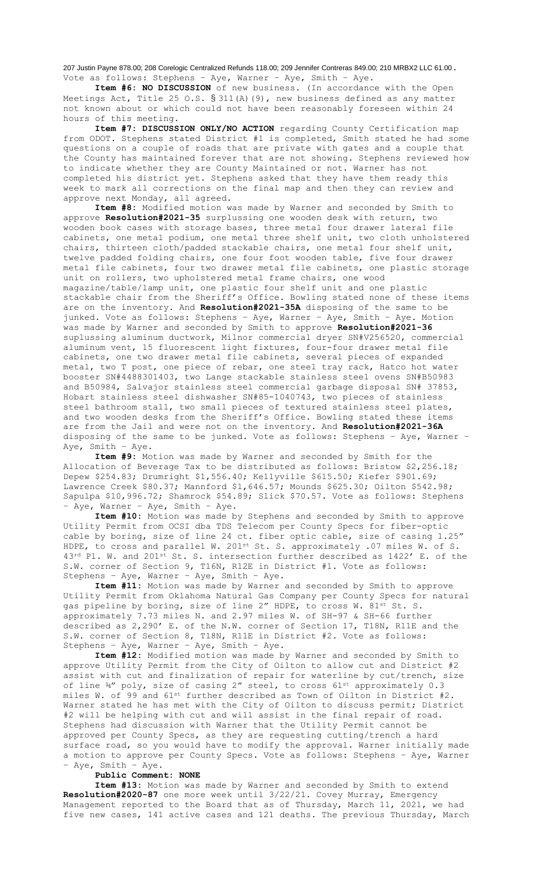207 Justin Payne 878.00; 208 Corelogic Centralized Refunds 118.00; 209 Jennifer Contreras 849.00; 210 MRBX2 LLC 61.00. Vote as follows: Stephens – Aye, Warner – Aye, Smith – Aye.

**Item #6: NO DISCUSSION** of new business. (In accordance with the Open Meetings Act, Title 25 O.S. § 311(A)(9), new business defined as any matter not known about or which could not have been reasonably foreseen within 24 hours of this meeting.

**Item #7: DISCUSSION ONLY/NO ACTION** regarding County Certification map from ODOT. Stephens stated District #1 is completed, Smith stated he had some questions on a couple of roads that are private with gates and a couple that the County has maintained forever that are not showing. Stephens reviewed how to indicate whether they are County Maintained or not. Warner has not completed his district yet. Stephens asked that they have them ready this week to mark all corrections on the final map and then they can review and approve next Monday, all agreed.

**Item #8:** Modified motion was made by Warner and seconded by Smith to approve **Resolution#2021-35** surplussing one wooden desk with return, two wooden book cases with storage bases, three metal four drawer lateral file cabinets, one metal podium, one metal three shelf unit, two cloth unholstered chairs, thirteen cloth/padded stackable chairs, one metal four shelf unit, twelve padded folding chairs, one four foot wooden table, five four drawer metal file cabinets, four two drawer metal file cabinets, one plastic storage unit on rollers, two upholstered metal frame chairs, one wood magazine/table/lamp unit, one plastic four shelf unit and one plastic stackable chair from the Sheriff's Office. Bowling stated none of these items are on the inventory. And **Resolution#2021-35A** disposing of the same to be junked. Vote as follows: Stephens – Aye, Warner – Aye, Smith – Aye. Motion was made by Warner and seconded by Smith to approve **Resolution#2021-36** suplussing aluminum ductwork, Milnor commercial dryer SN#V256520, commercial aluminum vent, 15 fluorescent light fixtures, four-four drawer metal file cabinets, one two drawer metal file cabinets, several pieces of expanded metal, two T post, one piece of rebar, one steel tray rack, Hatco hot water booster SN#4488301403, two Lange stackable stainless steel ovens SN#B50983 and B50984, Salvajor stainless steel commercial garbage disposal SN# 37853, Hobart stainless steel dishwasher SN#85-1040743, two pieces of stainless steel bathroom stall, two small pieces of textured stainless steel plates, and two wooden desks from the Sheriff's Office. Bowling stated these items are from the Jail and were not on the inventory. And **Resolution#2021-36A** disposing of the same to be junked. Vote as follows: Stephens – Aye, Warner – Aye, Smith – Aye.

**Item #9:** Motion was made by Warner and seconded by Smith for the Allocation of Beverage Tax to be distributed as follows: Bristow $2,256.18; Depew $254.83; Drumright $1,556.40; Kellyville $615.50; Kiefer $901.69; Lawrence Creek $80.37; Mannford $1,646.57; Mounds $625.30; Oilton $542.98; Sapulpa $10,996.72; Shamrock $54.89; Slick $70.57. Vote as follows: Stephens – Aye, Warner – Aye, Smith – Aye.

**Item #10:** Motion was made by Stephens and seconded by Smith to approve Utility Permit from OCSI dba TDS Telecom per County Specs for fiber-optic cable by boring, size of line 24 ct. fiber optic cable, size of casing 1.25" HDPE, to cross and parallel W. 201st St. S. approximately .07 miles W. of S. 43rd Pl. W. and 201st St. S. intersection further described as 1422' E. of the S.W. corner of Section 9, T16N, R12E in District #1. Vote as follows: Stephens – Aye, Warner – Aye, Smith – Aye.

**Item #11:** Motion was made by Warner and seconded by Smith to approve Utility Permit from Oklahoma Natural Gas Company per County Specs for natural gas pipeline by boring, size of line 2" HDPE, to cross W. 81st St. S. approximately 7.73 miles N. and 2.97 miles W. of SH-97 & SH-66 further described as 2,290' E. of the N.W. corner of Section 17, T18N, R11E and the S.W. corner of Section 8, T18N, R11E in District #2. Vote as follows: Stephens – Aye, Warner – Aye, Smith – Aye.

**Item #12:** Modified motion was made by Warner and seconded by Smith to approve Utility Permit from the City of Oilton to allow cut and District #2 assist with cut and finalization of repair for waterline by cut/trench, size of line ¾" poly, size of casing 2" steel, to cross 61st approximately 0.3 miles W. of 99 and 61st further described as Town of Oilton in District #2. Warner stated he has met with the City of Oilton to discuss permit; District #2 will be helping with cut and will assist in the final repair of road. Stephens had discussion with Warner that the Utility Permit cannot be approved per County Specs, as they are requesting cutting/trench a hard surface road, so you would have to modify the approval. Warner initially made a motion to approve per County Specs. Vote as follows: Stephens – Aye, Warner – Aye, Smith – Aye.

**Public Comment: NONE**

**Item #13:** Motion was made by Warner and seconded by Smith to extend **Resolution#2020-87** one more week until 3/22/21. Covey Murray, Emergency Management reported to the Board that as of Thursday, March 11, 2021, we had five new cases, 141 active cases and 121 deaths. The previous Thursday, March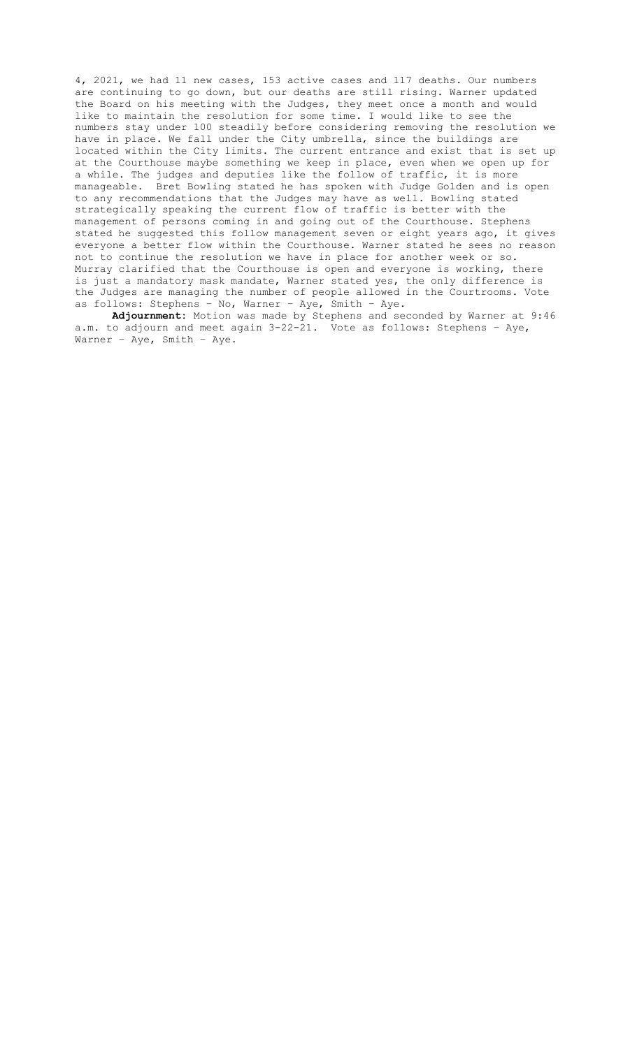4, 2021, we had 11 new cases, 153 active cases and 117 deaths. Our numbers are continuing to go down, but our deaths are still rising. Warner updated the Board on his meeting with the Judges, they meet once a month and would like to maintain the resolution for some time. I would like to see the numbers stay under 100 steadily before considering removing the resolution we have in place. We fall under the City umbrella, since the buildings are located within the City limits. The current entrance and exist that is set up at the Courthouse maybe something we keep in place, even when we open up for a while. The judges and deputies like the follow of traffic, it is more manageable. Bret Bowling stated he has spoken with Judge Golden and is open to any recommendations that the Judges may have as well. Bowling stated strategically speaking the current flow of traffic is better with the management of persons coming in and going out of the Courthouse. Stephens stated he suggested this follow management seven or eight years ago, it gives everyone a better flow within the Courthouse. Warner stated he sees no reason not to continue the resolution we have in place for another week or so. Murray clarified that the Courthouse is open and everyone is working, there is just a mandatory mask mandate, Warner stated yes, the only difference is the Judges are managing the number of people allowed in the Courtrooms. Vote as follows: Stephens – No, Warner – Aye, Smith – Aye.

**Adjournment**: Motion was made by Stephens and seconded by Warner at 9:46 a.m. to adjourn and meet again 3-22-21. Vote as follows: Stephens – Aye, Warner – Aye, Smith – Aye.